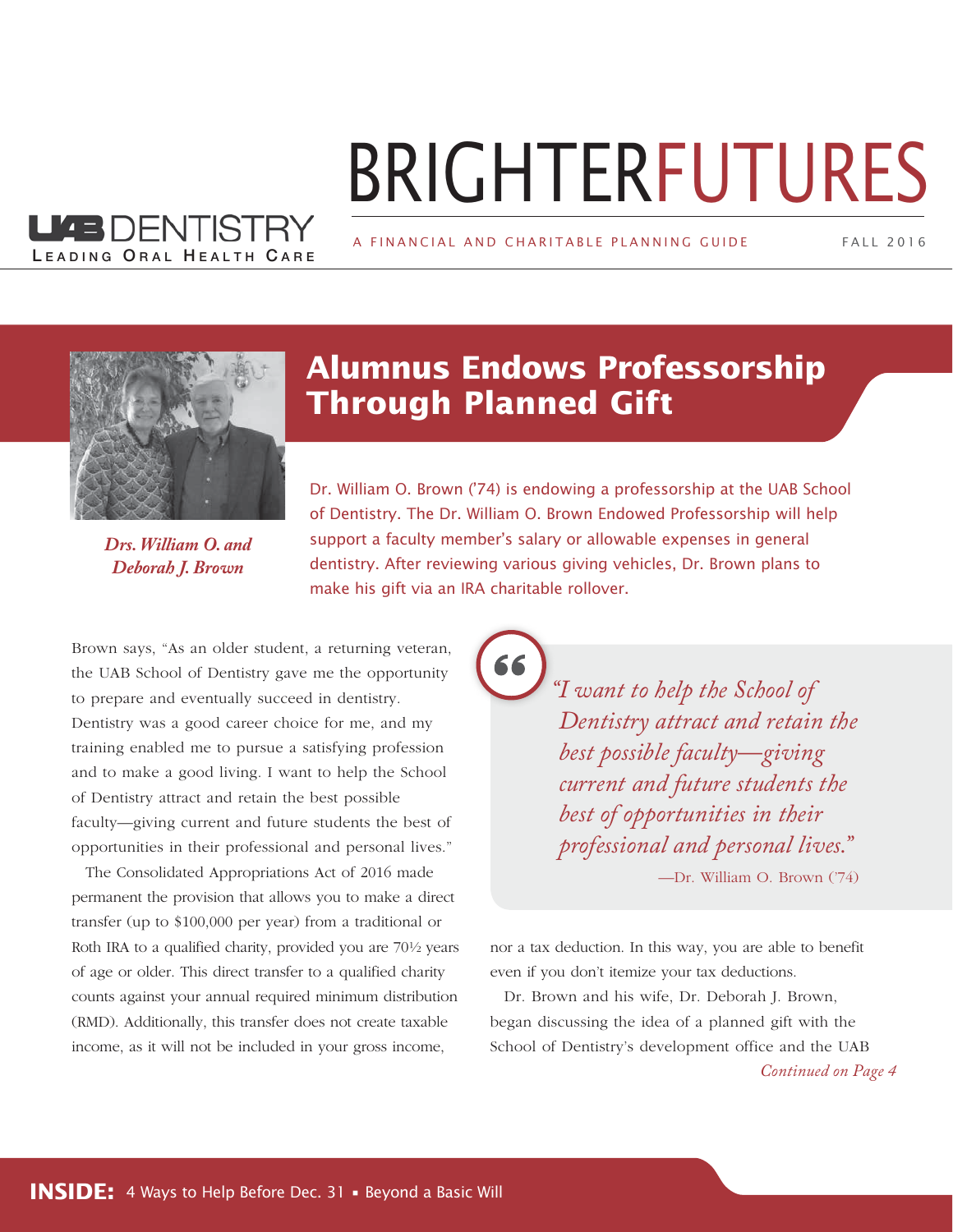UAB DENTISTRY
Leading Oral Health Care

# BRIGHTERFUTURES

A FINANCIAL AND CHARITABLE PLANNING GUIDE — FALL 2016

## Alumnus Endows Professorship Through Planned Gift

*Drs. William O. and Deborah J. Brown*

Dr. William O. Brown ('74) is endowing a professorship at the UAB School of Dentistry. The Dr. William O. Brown Endowed Professorship will help support a faculty member's salary or allowable expenses in general dentistry. After reviewing various giving vehicles, Dr. Brown plans to make his gift via an IRA charitable rollover.

Brown says, "As an older student, a returning veteran, the UAB School of Dentistry gave me the opportunity to prepare and eventually succeed in dentistry. Dentistry was a good career choice for me, and my training enabled me to pursue a satisfying profession and to make a good living. I want to help the School of Dentistry attract and retain the best possible faculty—giving current and future students the best of opportunities in their professional and personal lives."

> *"I want to help the School of Dentistry attract and retain the best possible faculty—giving current and future students the best of opportunities in their professional and personal lives."*
>
> —Dr. William O. Brown ('74)

The Consolidated Appropriations Act of 2016 made permanent the provision that allows you to make a direct transfer (up to $100,000 per year) from a traditional or Roth IRA to a qualified charity, provided you are 70½ years of age or older. This direct transfer to a qualified charity counts against your annual required minimum distribution (RMD). Additionally, this transfer does not create taxable income, as it will not be included in your gross income, nor a tax deduction. In this way, you are able to benefit even if you don't itemize your tax deductions.

Dr. Brown and his wife, Dr. Deborah J. Brown, began discussing the idea of a planned gift with the School of Dentistry's development office and the UAB

*Continued on Page 4*

**INSIDE:** 4 Ways to Help Before Dec. 31 ▪ Beyond a Basic Will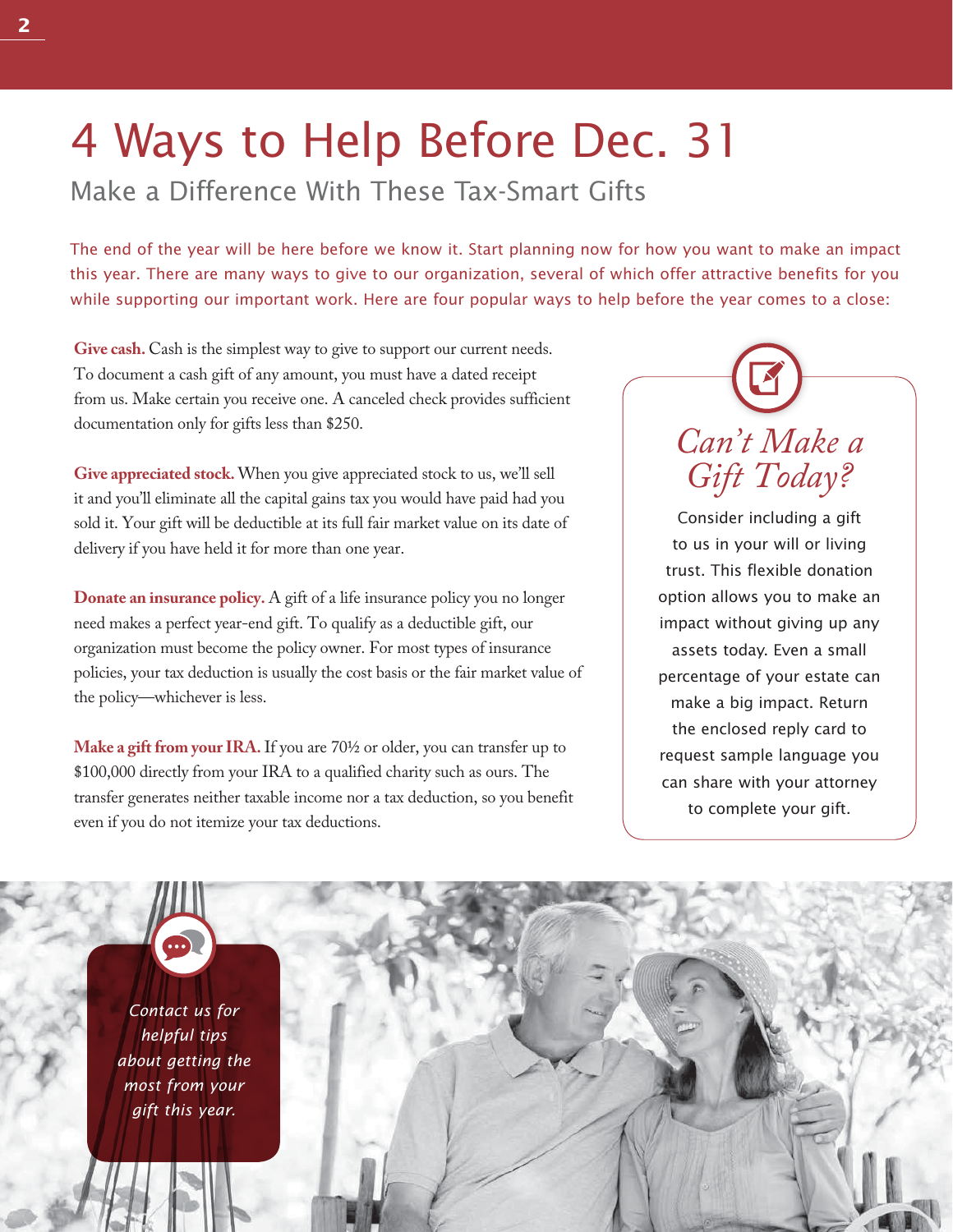# 4 Ways to Help Before Dec. 31

## Make a Difference With These Tax-Smart Gifts

The end of the year will be here before we know it. Start planning now for how you want to make an impact this year. There are many ways to give to our organization, several of which offer attractive benefits for you while supporting our important work. Here are four popular ways to help before the year comes to a close:

**Give cash.** Cash is the simplest way to give to support our current needs. To document a cash gift of any amount, you must have a dated receipt from us. Make certain you receive one. A canceled check provides sufficient documentation only for gifts less than $250.

**Give appreciated stock.** When you give appreciated stock to us, we'll sell it and you'll eliminate all the capital gains tax you would have paid had you sold it. Your gift will be deductible at its full fair market value on its date of delivery if you have held it for more than one year.

**Donate an insurance policy.** A gift of a life insurance policy you no longer need makes a perfect year-end gift. To qualify as a deductible gift, our organization must become the policy owner. For most types of insurance policies, your tax deduction is usually the cost basis or the fair market value of the policy—whichever is less.

**Make a gift from your IRA.** If you are 70½ or older, you can transfer up to $100,000 directly from your IRA to a qualified charity such as ours. The transfer generates neither taxable income nor a tax deduction, so you benefit even if you do not itemize your tax deductions.

### *Can't Make a Gift Today?*

Consider including a gift to us in your will or living trust. This flexible donation option allows you to make an impact without giving up any assets today. Even a small percentage of your estate can make a big impact. Return the enclosed reply card to request sample language you can share with your attorney to complete your gift.

*Contact us for helpful tips about getting the most from your gift this year.*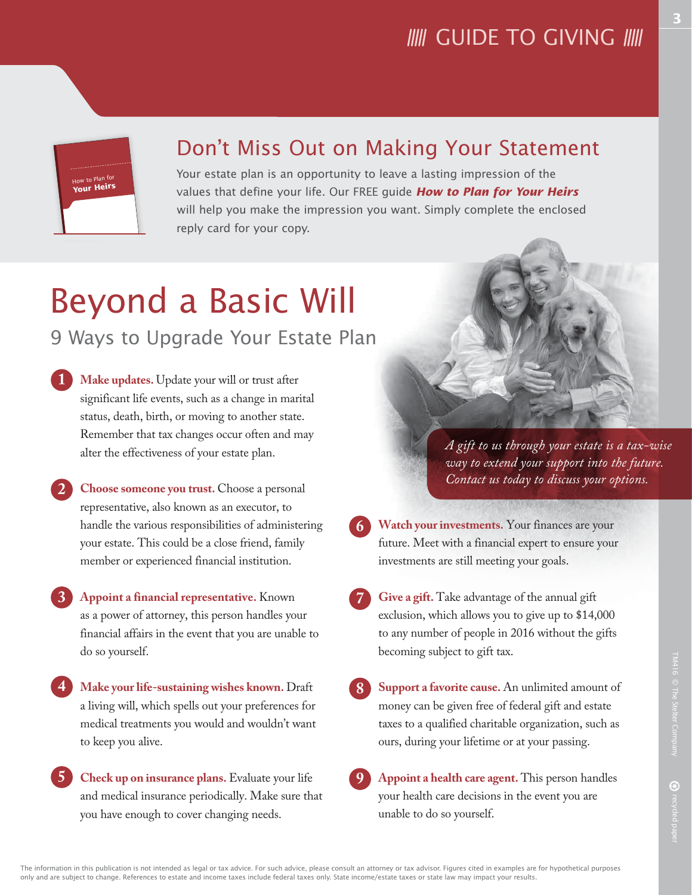## Don't Miss Out on Making Your Statement

Your estate plan is an opportunity to leave a lasting impression of the values that define your life. Our FREE guide ***How to Plan for Your Heirs*** will help you make the impression you want. Simply complete the enclosed reply card for your copy.

# Beyond a Basic Will

## 9 Ways to Upgrade Your Estate Plan

*A gift to us through your estate is a tax-wise way to extend your support into the future. Contact us today to discuss your options.*

1. **Make updates.** Update your will or trust after significant life events, such as a change in marital status, death, birth, or moving to another state. Remember that tax changes occur often and may alter the effectiveness of your estate plan.

2. **Choose someone you trust.** Choose a personal representative, also known as an executor, to handle the various responsibilities of administering your estate. This could be a close friend, family member or experienced financial institution.

3. **Appoint a financial representative.** Known as a power of attorney, this person handles your financial affairs in the event that you are unable to do so yourself.

4. **Make your life-sustaining wishes known.** Draft a living will, which spells out your preferences for medical treatments you would and wouldn't want to keep you alive.

5. **Check up on insurance plans.** Evaluate your life and medical insurance periodically. Make sure that you have enough to cover changing needs.

6. **Watch your investments.** Your finances are your future. Meet with a financial expert to ensure your investments are still meeting your goals.

7. **Give a gift.** Take advantage of the annual gift exclusion, which allows you to give up to $14,000 to any number of people in 2016 without the gifts becoming subject to gift tax.

8. **Support a favorite cause.** An unlimited amount of money can be given free of federal gift and estate taxes to a qualified charitable organization, such as ours, during your lifetime or at your passing.

9. **Appoint a health care agent.** This person handles your health care decisions in the event you are unable to do so yourself.

The information in this publication is not intended as legal or tax advice. For such advice, please consult an attorney or tax advisor. Figures cited in examples are for hypothetical purposes only and are subject to change. References to estate and income taxes include federal taxes only. State income/estate taxes or state law may impact your results.

TM416 © The Stelter Company

recycled paper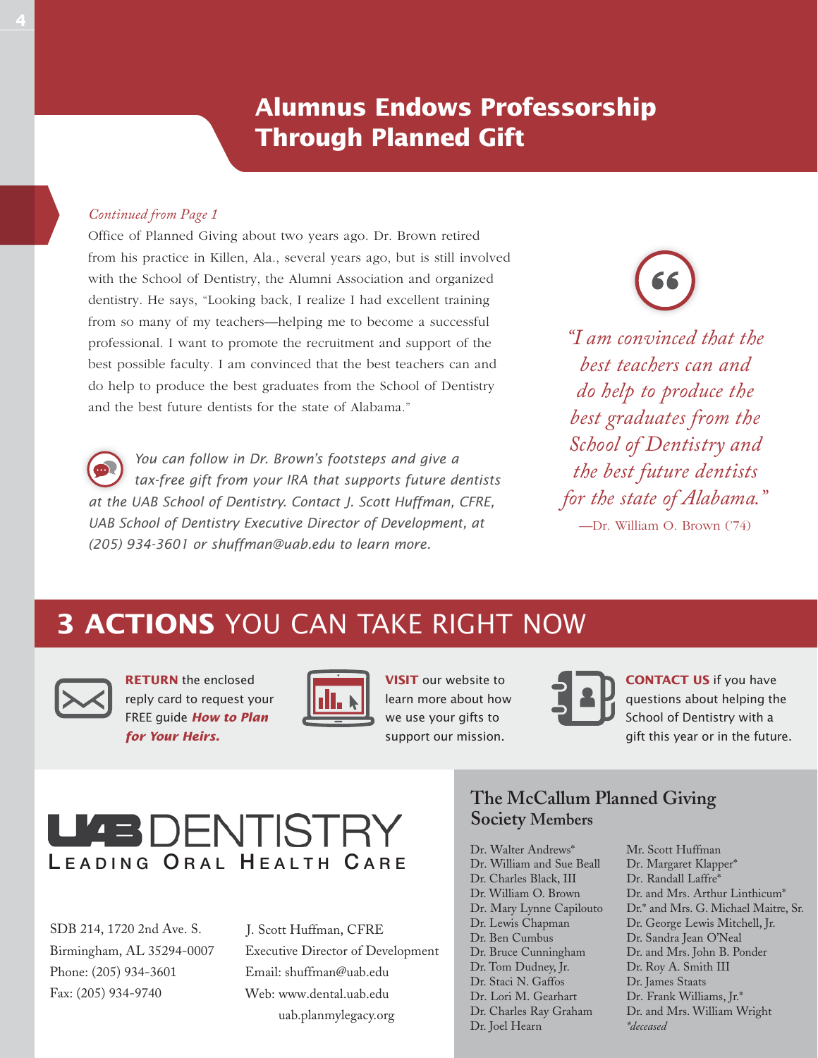# Alumnus Endows Professorship Through Planned Gift

*Continued from Page 1*

Office of Planned Giving about two years ago. Dr. Brown retired from his practice in Killen, Ala., several years ago, but is still involved with the School of Dentistry, the Alumni Association and organized dentistry. He says, "Looking back, I realize I had excellent training from so many of my teachers—helping me to become a successful professional. I want to promote the recruitment and support of the best possible faculty. I am convinced that the best teachers can and do help to produce the best graduates from the School of Dentistry and the best future dentists for the state of Alabama."

*You can follow in Dr. Brown's footsteps and give a tax-free gift from your IRA that supports future dentists at the UAB School of Dentistry. Contact J. Scott Huffman, CFRE, UAB School of Dentistry Executive Director of Development, at (205) 934-3601 or shuffman@uab.edu to learn more.*

> *"I am convinced that the best teachers can and do help to produce the best graduates from the School of Dentistry and the best future dentists for the state of Alabama."*
>
> —Dr. William O. Brown ('74)

## 3 ACTIONS YOU CAN TAKE RIGHT NOW

**RETURN** the enclosed reply card to request your FREE guide ***How to Plan for Your Heirs.***

**VISIT** our website to learn more about how we use your gifts to support our mission.

**CONTACT US** if you have questions about helping the School of Dentistry with a gift this year or in the future.

UAB DENTISTRY
LEADING ORAL HEALTH CARE

SDB 214, 1720 2nd Ave. S.
Birmingham, AL 35294-0007
Phone: (205) 934-3601
Fax: (205) 934-9740

J. Scott Huffman, CFRE
Executive Director of Development
Email: shuffman@uab.edu
Web: www.dental.uab.edu
uab.planmylegacy.org

### The McCallum Planned Giving Society Members

Dr. Walter Andrews*
Dr. William and Sue Beall
Dr. Charles Black, III
Dr. William O. Brown
Dr. Mary Lynne Capilouto
Dr. Lewis Chapman
Dr. Ben Cumbus
Dr. Bruce Cunningham
Dr. Tom Dudney, Jr.
Dr. Staci N. Gaffos
Dr. Lori M. Gearhart
Dr. Charles Ray Graham
Dr. Joel Hearn
Mr. Scott Huffman
Dr. Margaret Klapper*
Dr. Randall Laffre*
Dr. and Mrs. Arthur Linthicum*
Dr.* and Mrs. G. Michael Maitre, Sr.
Dr. George Lewis Mitchell, Jr.
Dr. Sandra Jean O'Neal
Dr. and Mrs. John B. Ponder
Dr. Roy A. Smith III
Dr. James Staats
Dr. Frank Williams, Jr.*
Dr. and Mrs. William Wright

*\*deceased*